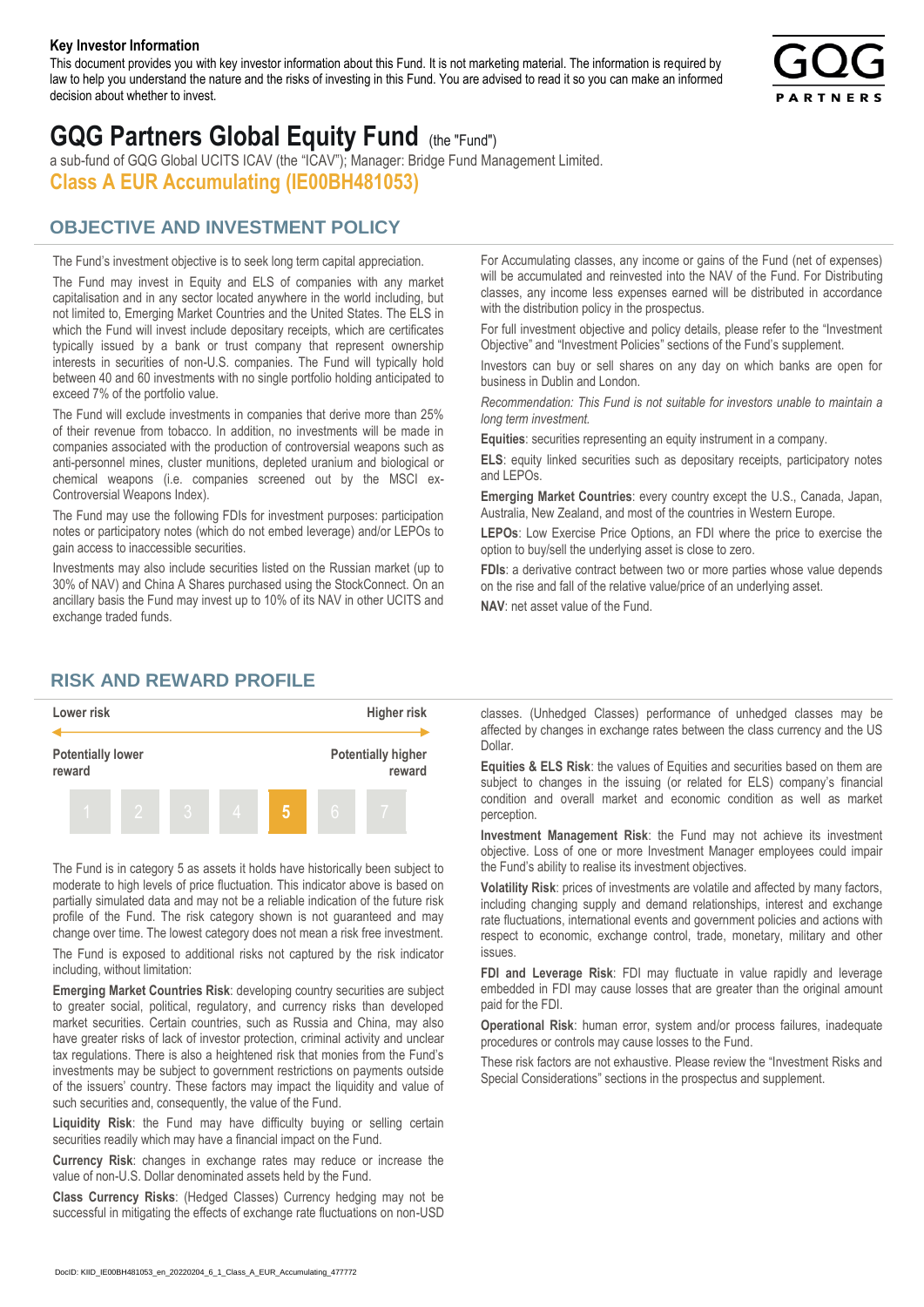**Key Investor Information**

This document provides you with key investor information about this Fund. It is not marketing material. The information is required by law to help you understand the nature and the risks of investing in this Fund. You are advised to read it so you can make an informed decision about whether to invest.

# GQG Partners Global Equity Fund (the "Fund")

a sub-fund of GQG Global UCITS ICAV (the "ICAV"); Manager: Bridge Fund Management Limited.

**Class A EUR Accumulating (IE00BH481053)**

## OBJECTIVE AND INVESTMENT POLICY

The Fund's investment objective is to seek long term capital appreciation.

The Fund may invest in Equity and ELS of companies with any market capitalisation and in any sector located anywhere in the world including, but not limited to, Emerging Market Countries and the United States. The ELS in which the Fund will invest include depositary receipts, which are certificates typically issued by a bank or trust company that represent ownership interests in securities of non-U.S. companies. The Fund will typically hold between 40 and 60 investments with no single portfolio holding anticipated to exceed 7% of the portfolio value.

The Fund will exclude investments in companies that derive more than 25% of their revenue from tobacco. In addition, no investments will be made in companies associated with the production of controversial weapons such as anti-personnel mines, cluster munitions, depleted uranium and biological or chemical weapons (i.e. companies screened out by the MSCI ex-Controversial Weapons Index).

The Fund may use the following FDIs for investment purposes: participation notes or participatory notes (which do not embed leverage) and/or LEPOs to gain access to inaccessible securities.

Investments may also include securities listed on the Russian market (up to 30% of NAV) and China A Shares purchased using the StockConnect. On an ancillary basis the Fund may invest up to 10% of its NAV in other UCITS and exchange traded funds.

For Accumulating classes, any income or gains of the Fund (net of expenses) will be accumulated and reinvested into the NAV of the Fund. For Distributing classes, any income less expenses earned will be distributed in accordance with the distribution policy in the prospectus.

For full investment objective and policy details, please refer to the "Investment Objective" and "Investment Policies" sections of the Fund's supplement.

Investors can buy or sell shares on any day on which banks are open for business in Dublin and London.

*Recommendation: This Fund is not suitable for investors unable to maintain a long term investment.*

**Equities**: securities representing an equity instrument in a company.

**ELS**: equity linked securities such as depositary receipts, participatory notes and LEPOs.

**Emerging Market Countries**: every country except the U.S., Canada, Japan, Australia, New Zealand, and most of the countries in Western Europe.

**LEPOs**: Low Exercise Price Options, an FDI where the price to exercise the option to buy/sell the underlying asset is close to zero.

**FDIs**: a derivative contract between two or more parties whose value depends on the rise and fall of the relative value/price of an underlying asset.

**NAV**: net asset value of the Fund.

## RISK AND REWARD PROFILE

| **Lower risk** | | | | | | **Higher risk** |
|---|---|---|---|---|---|---|
| **Potentially lower reward** | | | | | | **Potentially higher reward** |
| 1 | 2 | 3 | 4 | **5** | 6 | 7 |

The Fund is in category 5 as assets it holds have historically been subject to moderate to high levels of price fluctuation. This indicator above is based on partially simulated data and may not be a reliable indication of the future risk profile of the Fund. The risk category shown is not guaranteed and may change over time. The lowest category does not mean a risk free investment.

The Fund is exposed to additional risks not captured by the risk indicator including, without limitation:

**Emerging Market Countries Risk**: developing country securities are subject to greater social, political, regulatory, and currency risks than developed market securities. Certain countries, such as Russia and China, may also have greater risks of lack of investor protection, criminal activity and unclear tax regulations. There is also a heightened risk that monies from the Fund's investments may be subject to government restrictions on payments outside of the issuers' country. These factors may impact the liquidity and value of such securities and, consequently, the value of the Fund.

**Liquidity Risk**: the Fund may have difficulty buying or selling certain securities readily which may have a financial impact on the Fund.

**Currency Risk**: changes in exchange rates may reduce or increase the value of non-U.S. Dollar denominated assets held by the Fund.

**Class Currency Risks**: (Hedged Classes) Currency hedging may not be successful in mitigating the effects of exchange rate fluctuations on non-USD classes. (Unhedged Classes) performance of unhedged classes may be affected by changes in exchange rates between the class currency and the US Dollar.

**Equities & ELS Risk**: the values of Equities and securities based on them are subject to changes in the issuing (or related for ELS) company's financial condition and overall market and economic condition as well as market perception.

**Investment Management Risk**: the Fund may not achieve its investment objective. Loss of one or more Investment Manager employees could impair the Fund's ability to realise its investment objectives.

**Volatility Risk**: prices of investments are volatile and affected by many factors, including changing supply and demand relationships, interest and exchange rate fluctuations, international events and government policies and actions with respect to economic, exchange control, trade, monetary, military and other issues.

**FDI and Leverage Risk**: FDI may fluctuate in value rapidly and leverage embedded in FDI may cause losses that are greater than the original amount paid for the FDI.

**Operational Risk**: human error, system and/or process failures, inadequate procedures or controls may cause losses to the Fund.

These risk factors are not exhaustive. Please review the "Investment Risks and Special Considerations" sections in the prospectus and supplement.

DocID: KIID_IE00BH481053_en_20220204_6_1_Class_A_EUR_Accumulating_477772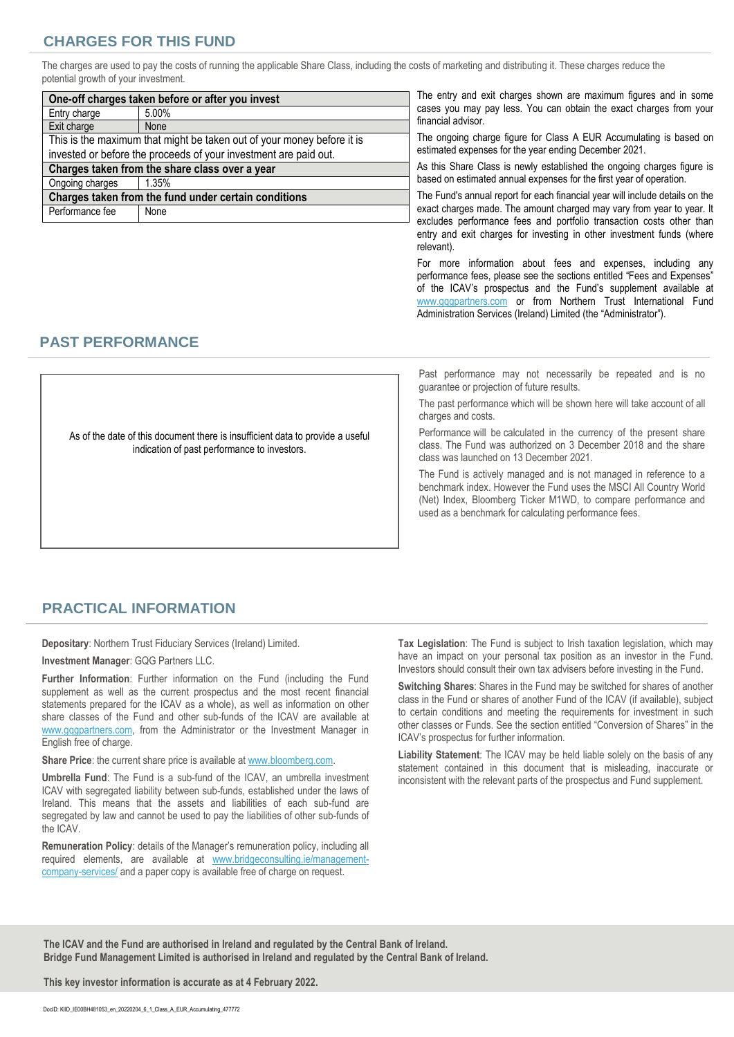## CHARGES FOR THIS FUND

The charges are used to pay the costs of running the applicable Share Class, including the costs of marketing and distributing it. These charges reduce the potential growth of your investment.

| One-off charges taken before or after you invest | |
|---|---|
| Entry charge | 5.00% |
| Exit charge | None |
| This is the maximum that might be taken out of your money before it is invested or before the proceeds of your investment are paid out. | |
| **Charges taken from the share class over a year** | |
| Ongoing charges | 1.35% |
| **Charges taken from the fund under certain conditions** | |
| Performance fee | None |

The entry and exit charges shown are maximum figures and in some cases you may pay less. You can obtain the exact charges from your financial advisor.

The ongoing charge figure for Class A EUR Accumulating is based on estimated expenses for the year ending December 2021.

As this Share Class is newly established the ongoing charges figure is based on estimated annual expenses for the first year of operation.

The Fund's annual report for each financial year will include details on the exact charges made. The amount charged may vary from year to year. It excludes performance fees and portfolio transaction costs other than entry and exit charges for investing in other investment funds (where relevant).

For more information about fees and expenses, including any performance fees, please see the sections entitled "Fees and Expenses" of the ICAV's prospectus and the Fund's supplement available at www.gqgpartners.com or from Northern Trust International Fund Administration Services (Ireland) Limited (the "Administrator").

## PAST PERFORMANCE

As of the date of this document there is insufficient data to provide a useful indication of past performance to investors.

Past performance may not necessarily be repeated and is no guarantee or projection of future results.

The past performance which will be shown here will take account of all charges and costs.

Performance will be calculated in the currency of the present share class. The Fund was authorized on 3 December 2018 and the share class was launched on 13 December 2021.

The Fund is actively managed and is not managed in reference to a benchmark index. However the Fund uses the MSCI All Country World (Net) Index, Bloomberg Ticker M1WD, to compare performance and used as a benchmark for calculating performance fees.

## PRACTICAL INFORMATION

**Depositary**: Northern Trust Fiduciary Services (Ireland) Limited.

**Investment Manager**: GQG Partners LLC.

**Further Information**: Further information on the Fund (including the Fund supplement as well as the current prospectus and the most recent financial statements prepared for the ICAV as a whole), as well as information on other share classes of the Fund and other sub-funds of the ICAV are available at www.gqgpartners.com, from the Administrator or the Investment Manager in English free of charge.

**Share Price**: the current share price is available at www.bloomberg.com.

**Umbrella Fund**: The Fund is a sub-fund of the ICAV, an umbrella investment ICAV with segregated liability between sub-funds, established under the laws of Ireland. This means that the assets and liabilities of each sub-fund are segregated by law and cannot be used to pay the liabilities of other sub-funds of the ICAV.

**Remuneration Policy**: details of the Manager's remuneration policy, including all required elements, are available at www.bridgeconsulting.ie/management-company-services/ and a paper copy is available free of charge on request.

**Tax Legislation**: The Fund is subject to Irish taxation legislation, which may have an impact on your personal tax position as an investor in the Fund. Investors should consult their own tax advisers before investing in the Fund.

**Switching Shares**: Shares in the Fund may be switched for shares of another class in the Fund or shares of another Fund of the ICAV (if available), subject to certain conditions and meeting the requirements for investment in such other classes or Funds. See the section entitled "Conversion of Shares" in the ICAV's prospectus for further information.

**Liability Statement**: The ICAV may be held liable solely on the basis of any statement contained in this document that is misleading, inaccurate or inconsistent with the relevant parts of the prospectus and Fund supplement.

**The ICAV and the Fund are authorised in Ireland and regulated by the Central Bank of Ireland.**
**Bridge Fund Management Limited is authorised in Ireland and regulated by the Central Bank of Ireland.**

**This key investor information is accurate as at 4 February 2022.**

DocID: KIID_IE00BH481053_en_20220204_6_1_Class_A_EUR_Accumulating_477772